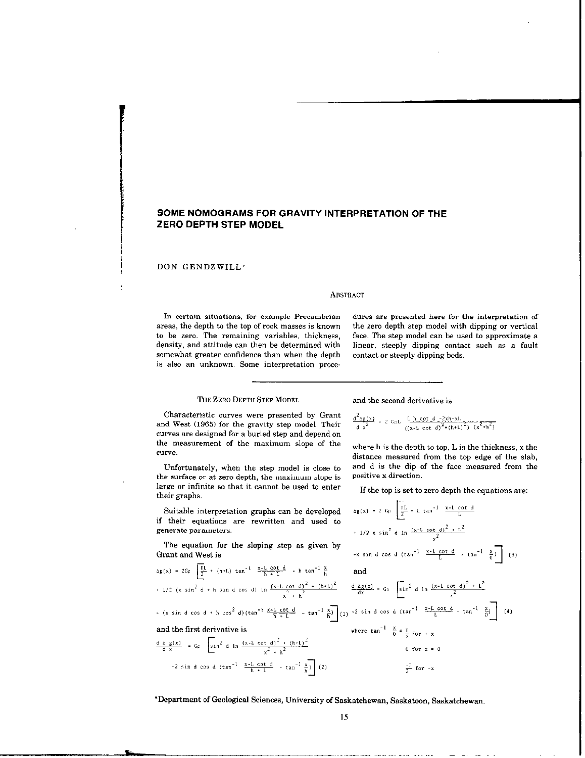# SOME NOMOGRAMS FOR GRAVITY INTERPRETATION OF THE ZERO DEPTH STEP MODEL

DON GENDZWILL*

## Abstract

In certain situations, for example Precambrian areas, the depth to the top of rock masses is known to be zero. The remaining variables, thickness, density, and attitude can then be determined with somewhat greater confidence than when the depth is also an unknown. Some interpretation procedures are presented here for the interpretation of the zero depth step model with dipping or vertical face. The step model can be used to approximate a linear, steeply dipping contact such as a fault contact or steeply dipping beds.

---

## The Zero Depth Step Model

Characteristic curves were presented by Grant and West (1965) for the gravity step model. Their curves are designed for a buried step and depend on the measurement of the maximum slope of the curve.

Unfortunately, when the step model is close to the surface or at zero depth, the maximum slope is large or infinite so that it cannot be used to enter their graphs.

Suitable interpretation graphs can be developed if their equations are rewritten and used to generate parameters.

The equation for the sloping step as given by Grant and West is

$$\Delta g(x) = 2G\rho \left[ \frac{\pi L}{2} + (h+L)\tan^{-1}\frac{x-L\cot d}{h+L} - h\tan^{-1}\frac{x}{h} + 1/2\,(x\sin^2 d + h\sin d\cos d)\ln\frac{(x-L\cot d)^2+(h+L)^2}{x^2+h^2} - (x\sin d\cos d + h\cos^2 d)\left(\tan^{-1}\frac{x-L\cot d}{h+L} - \tan^{-1}\frac{x}{h}\right)\right] \quad (1)$$

and the first derivative is

$$\frac{d\,\Delta g(x)}{dx} = G\rho\left[\sin^2 d\ln\frac{(x-L\cot d)^2+(h+L)^2}{x^2+h^2} - 2\sin d\cos d\left(\tan^{-1}\frac{x-L\cot d}{h+L} - \tan^{-1}\frac{x}{h}\right)\right] \quad (2)$$

and the second derivative is

$$\frac{d^2\Delta g(x)}{dx^2} = 2G\rho L\,\frac{L\,h\cot d - 2xh - xL}{((x-L\cot d)^2+(h+L)^2)\,(x^2+h^2)}$$

where h is the depth to top, L is the thickness, x the distance measured from the top edge of the slab, and d is the dip of the face measured from the positive x direction.

If the top is set to zero depth the equations are:

$$\Delta g(x) = 2G\rho\left[\frac{\pi L}{2} + L\tan^{-1}\frac{x-L\cot d}{L} + 1/2\,x\sin^2 d\ln\frac{(x-L\cot d)^2+L^2}{x^2} - x\sin d\cos d\left(\tan^{-1}\frac{x-L\cot d}{L} - \tan^{-1}\frac{x}{0}\right)\right] \quad (3)$$

and

$$\frac{d\,\Delta g(x)}{dx} = G\rho\left[\sin^2 d\ln\frac{(x-L\cot d)^2+L^2}{x^2} - 2\sin d\cos d\left(\tan^{-1}\frac{x-L\cot d}{L} - \tan^{-1}\frac{x}{0}\right)\right] \quad (4)$$

where $\tan^{-1}\frac{x}{0} = \frac{\pi}{2}$ for $+x$

$0$ for $x = 0$

$\frac{-\pi}{2}$ for $-x$

*Department of Geological Sciences, University of Saskatchewan, Saskatoon, Saskatchewan.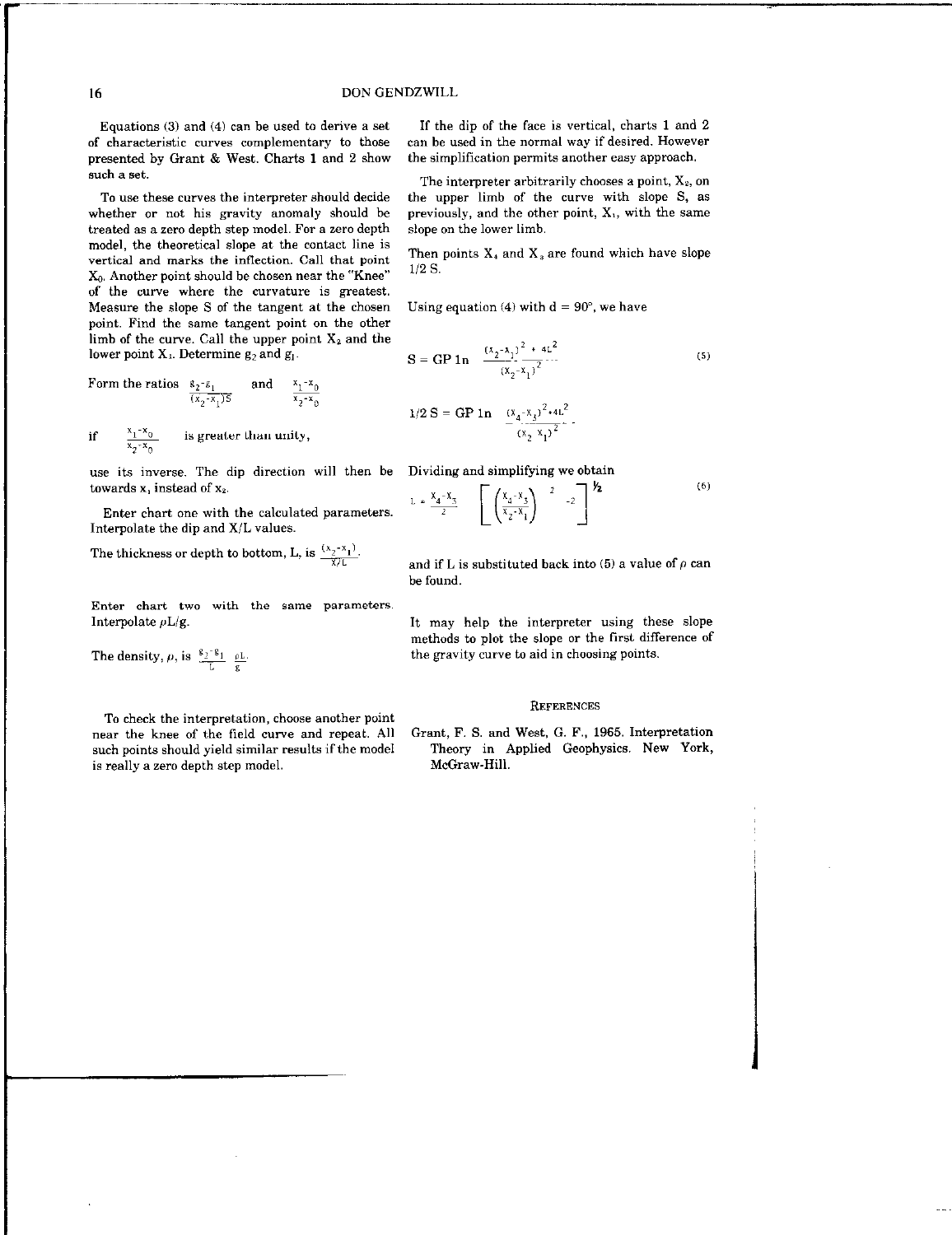Equations (3) and (4) can be used to derive a set of characteristic curves complementary to those presented by Grant & West. Charts 1 and 2 show such a set.

To use these curves the interpreter should decide whether or not his gravity anomaly should be treated as a zero depth step model. For a zero depth model, the theoretical slope at the contact line is vertical and marks the inflection. Call that point $X_0$. Another point should be chosen near the "Knee" of the curve where the curvature is greatest. Measure the slope S of the tangent at the chosen point. Find the same tangent point on the other limb of the curve. Call the upper point $X_2$ and the lower point $X_1$. Determine $g_2$ and $g_1$.

Form the ratios $\frac{g_2-g_1}{(x_2-x_1)S}$ and $\frac{x_1-x_0}{x_2-x_0}$

if $\frac{x_1-x_0}{x_2-x_0}$ is greater than unity,

use its inverse. The dip direction will then be towards $x_1$ instead of $x_2$.

Enter chart one with the calculated parameters. Interpolate the dip and X/L values.

The thickness or depth to bottom, L, is $\frac{(x_2-x_1)}{X/L}$.

Enter chart two with the same parameters. Interpolate $\rho$L/g.

The density, $\rho$, is $\frac{g_2-g_1}{L} \cdot \frac{\rho L}{g}$.

To check the interpretation, choose another point near the knee of the field curve and repeat. All such points should yield similar results if the model is really a zero depth step model.

If the dip of the face is vertical, charts 1 and 2 can be used in the normal way if desired. However the simplification permits another easy approach.

The interpreter arbitrarily chooses a point, $X_2$, on the upper limb of the curve with slope S, as previously, and the other point, $X_1$, with the same slope on the lower limb.

Then points $X_4$ and $X_3$ are found which have slope 1/2 S.

Using equation (4) with d = 90°, we have

$$S = G\rho \ln \frac{(x_2-x_1)^2 + 4L^2}{(x_2-x_1)^2} \tag{5}$$

$$1/2\, S = G\rho \ln \frac{(x_4-x_3)^2+4L^2}{(x_2-x_1)^2}$$

Dividing and simplifying we obtain

$$L = \frac{x_4-x_3}{2}\left[\left(\frac{x_4-x_3}{x_2-x_1}\right)^2 - 2\right]^{1/2} \tag{6}$$

and if L is substituted back into (5) a value of $\rho$ can be found.

It may help the interpreter using these slope methods to plot the slope or the first difference of the gravity curve to aid in choosing points.

## References

Grant, F. S. and West, G. F., 1965. Interpretation Theory in Applied Geophysics. New York, McGraw-Hill.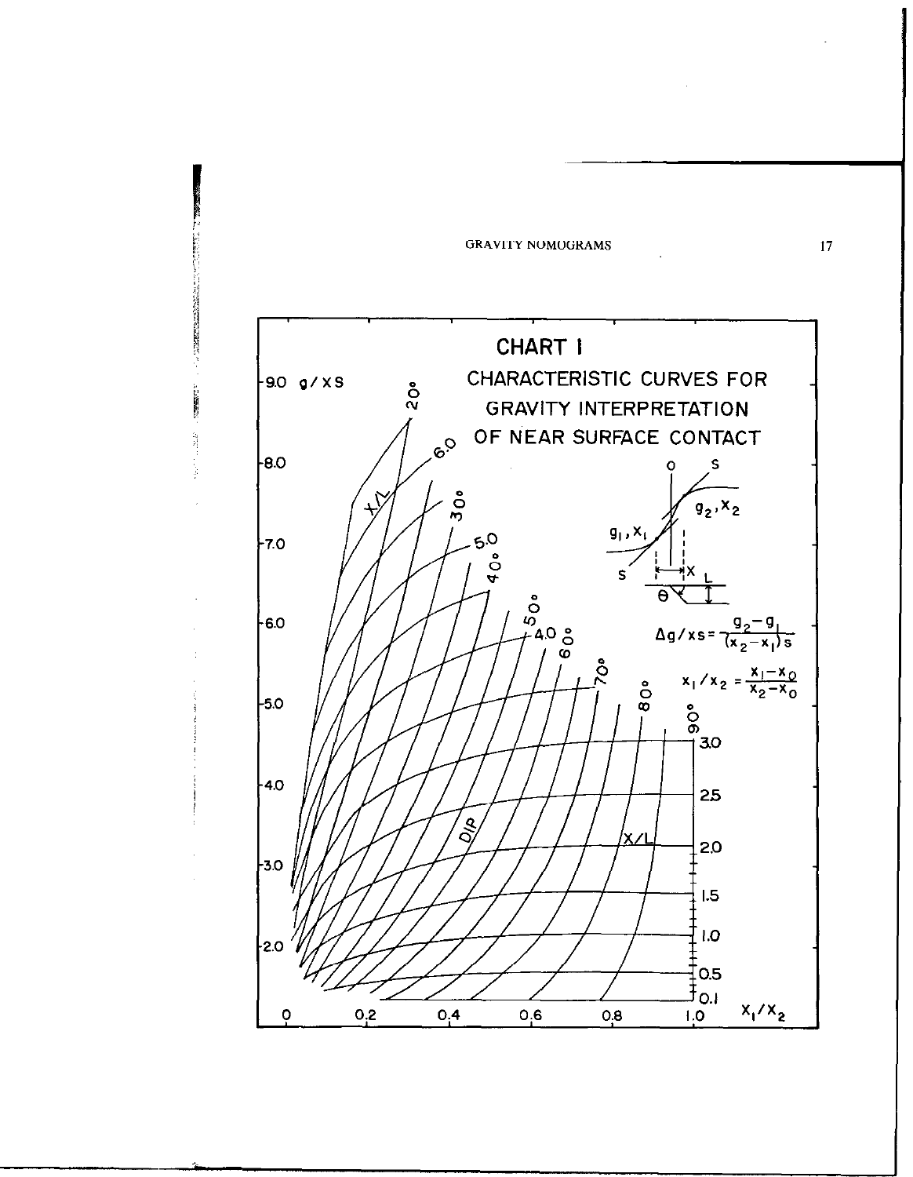# CHART I

## CHARACTERISTIC CURVES FOR GRAVITY INTERPRETATION OF NEAR SURFACE CONTACT

$$\Delta g/xs = \frac{g_2 - g_1}{(x_2 - x_1)s}$$

$$x_1/x_2 = \frac{x_1 - x_0}{x_2 - x_0}$$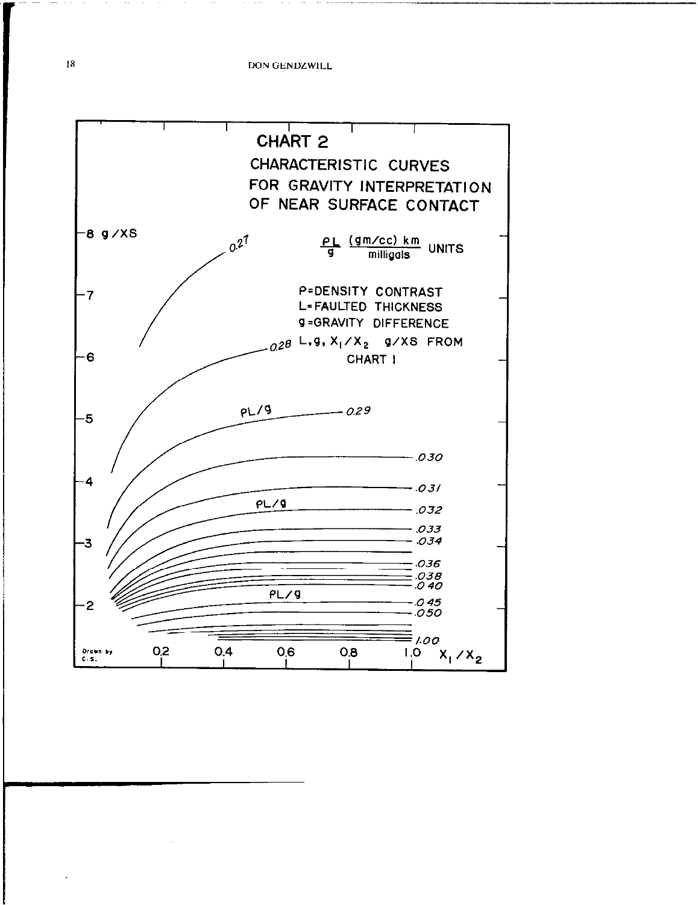CHART 2

CHARACTERISTIC CURVES
FOR GRAVITY INTERPRETATION
OF NEAR SURFACE CONTACT

8 g/XS

7

6

5

4

3

2

$\frac{\rho L}{g}$ $\frac{(gm/cc)\ km}{milligals}$ UNITS

P=DENSITY CONTRAST
L=FAULTED THICKNESS
g=GRAVITY DIFFERENCE
L, g, $X_1/X_2$ g/XS FROM
CHART 1

0.27

0.28

PL/g

0.29

.030

.031

PL/g

.032

.033

.034

.036

.038

.040

PL/g

.045

.050

1.00

Drawn by C.S.

0.2 0.4 0.6 0.8 1.0 $X_1/X_2$